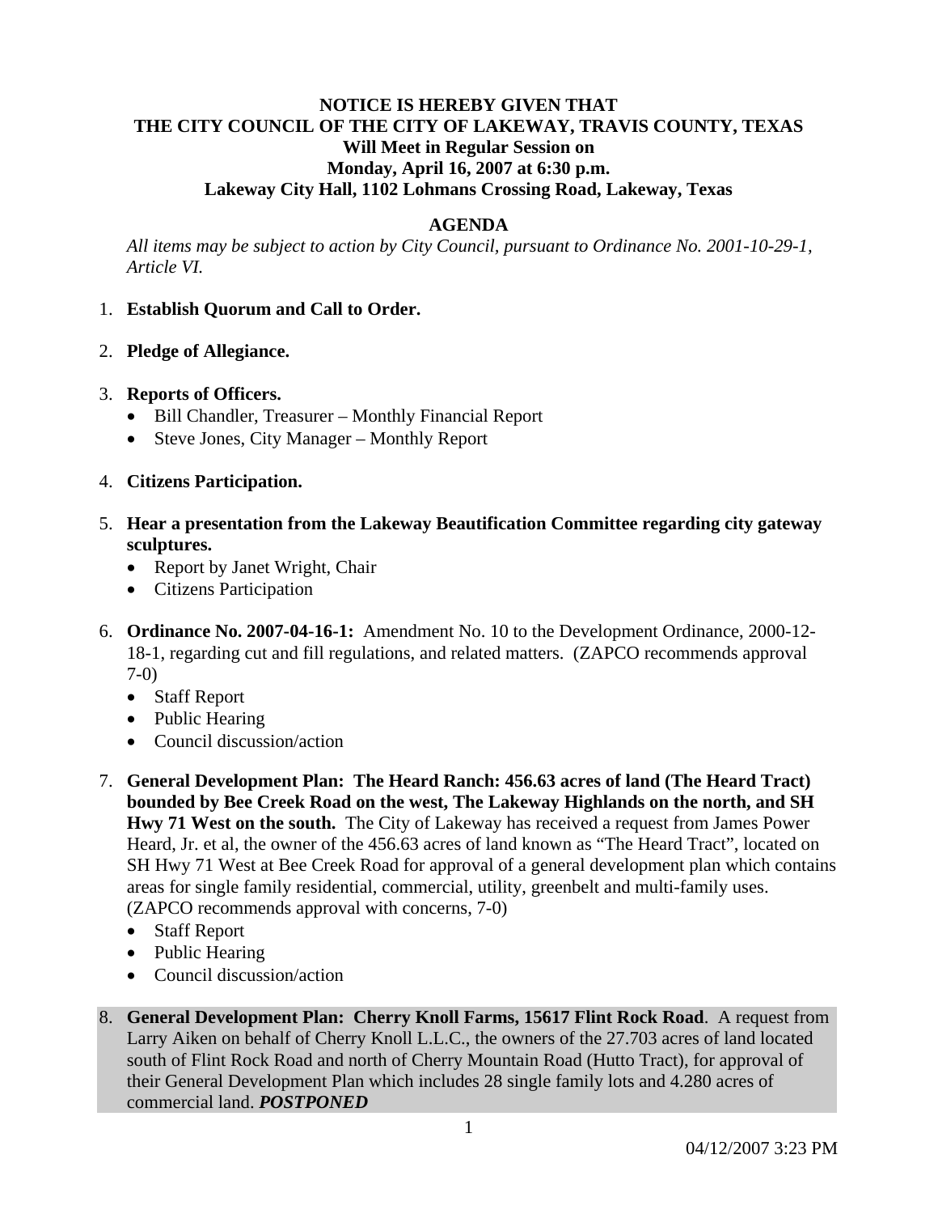**NOTICE IS HEREBY GIVEN THAT**
**THE CITY COUNCIL OF THE CITY OF LAKEWAY, TRAVIS COUNTY, TEXAS**
**Will Meet in Regular Session on**
**Monday, April 16, 2007 at 6:30 p.m.**
**Lakeway City Hall, 1102 Lohmans Crossing Road, Lakeway, Texas**

## AGENDA

*All items may be subject to action by City Council, pursuant to Ordinance No. 2001-10-29-1, Article VI.*

1. **Establish Quorum and Call to Order.**

2. **Pledge of Allegiance.**

3. **Reports of Officers.**
   - Bill Chandler, Treasurer – Monthly Financial Report
   - Steve Jones, City Manager – Monthly Report

4. **Citizens Participation.**

5. **Hear a presentation from the Lakeway Beautification Committee regarding city gateway sculptures.**
   - Report by Janet Wright, Chair
   - Citizens Participation

6. **Ordinance No. 2007-04-16-1:** Amendment No. 10 to the Development Ordinance, 2000-12-18-1, regarding cut and fill regulations, and related matters. (ZAPCO recommends approval 7-0)
   - Staff Report
   - Public Hearing
   - Council discussion/action

7. **General Development Plan: The Heard Ranch: 456.63 acres of land (The Heard Tract) bounded by Bee Creek Road on the west, The Lakeway Highlands on the north, and SH Hwy 71 West on the south.** The City of Lakeway has received a request from James Power Heard, Jr. et al, the owner of the 456.63 acres of land known as "The Heard Tract", located on SH Hwy 71 West at Bee Creek Road for approval of a general development plan which contains areas for single family residential, commercial, utility, greenbelt and multi-family uses. (ZAPCO recommends approval with concerns, 7-0)
   - Staff Report
   - Public Hearing
   - Council discussion/action

8. **General Development Plan: Cherry Knoll Farms, 15617 Flint Rock Road**. A request from Larry Aiken on behalf of Cherry Knoll L.L.C., the owners of the 27.703 acres of land located south of Flint Rock Road and north of Cherry Mountain Road (Hutto Tract), for approval of their General Development Plan which includes 28 single family lots and 4.280 acres of commercial land. ***POSTPONED***

04/12/2007 3:23 PM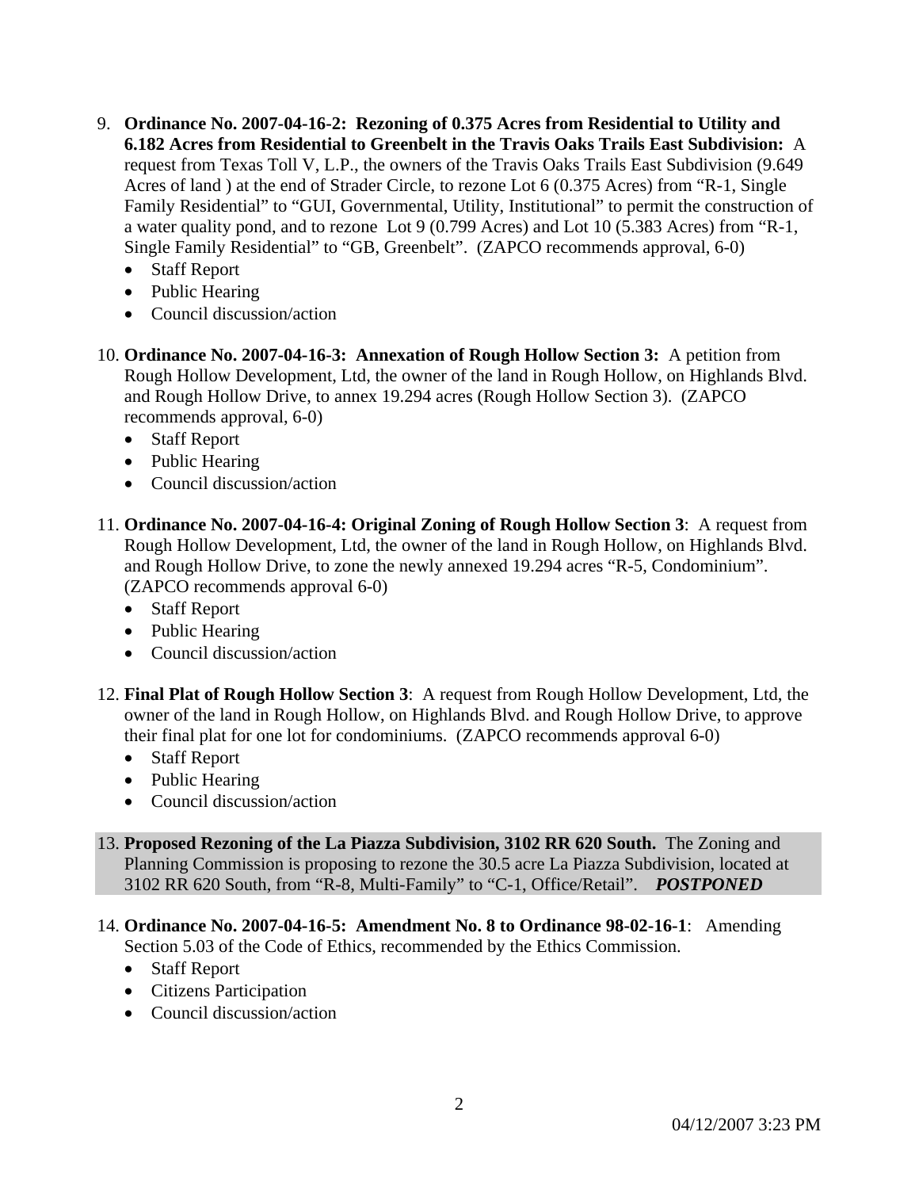9. **Ordinance No. 2007-04-16-2: Rezoning of 0.375 Acres from Residential to Utility and 6.182 Acres from Residential to Greenbelt in the Travis Oaks Trails East Subdivision:** A request from Texas Toll V, L.P., the owners of the Travis Oaks Trails East Subdivision (9.649 Acres of land ) at the end of Strader Circle, to rezone Lot 6 (0.375 Acres) from "R-1, Single Family Residential" to "GUI, Governmental, Utility, Institutional" to permit the construction of a water quality pond, and to rezone Lot 9 (0.799 Acres) and Lot 10 (5.383 Acres) from "R-1, Single Family Residential" to "GB, Greenbelt". (ZAPCO recommends approval, 6-0)
   - Staff Report
   - Public Hearing
   - Council discussion/action

10. **Ordinance No. 2007-04-16-3: Annexation of Rough Hollow Section 3:** A petition from Rough Hollow Development, Ltd, the owner of the land in Rough Hollow, on Highlands Blvd. and Rough Hollow Drive, to annex 19.294 acres (Rough Hollow Section 3). (ZAPCO recommends approval, 6-0)
    - Staff Report
    - Public Hearing
    - Council discussion/action

11. **Ordinance No. 2007-04-16-4: Original Zoning of Rough Hollow Section 3**: A request from Rough Hollow Development, Ltd, the owner of the land in Rough Hollow, on Highlands Blvd. and Rough Hollow Drive, to zone the newly annexed 19.294 acres "R-5, Condominium". (ZAPCO recommends approval 6-0)
    - Staff Report
    - Public Hearing
    - Council discussion/action

12. **Final Plat of Rough Hollow Section 3**: A request from Rough Hollow Development, Ltd, the owner of the land in Rough Hollow, on Highlands Blvd. and Rough Hollow Drive, to approve their final plat for one lot for condominiums. (ZAPCO recommends approval 6-0)
    - Staff Report
    - Public Hearing
    - Council discussion/action

13. **Proposed Rezoning of the La Piazza Subdivision, 3102 RR 620 South.** The Zoning and Planning Commission is proposing to rezone the 30.5 acre La Piazza Subdivision, located at 3102 RR 620 South, from "R-8, Multi-Family" to "C-1, Office/Retail". ***POSTPONED***

14. **Ordinance No. 2007-04-16-5: Amendment No. 8 to Ordinance 98-02-16-1**: Amending Section 5.03 of the Code of Ethics, recommended by the Ethics Commission.
    - Staff Report
    - Citizens Participation
    - Council discussion/action

04/12/2007 3:23 PM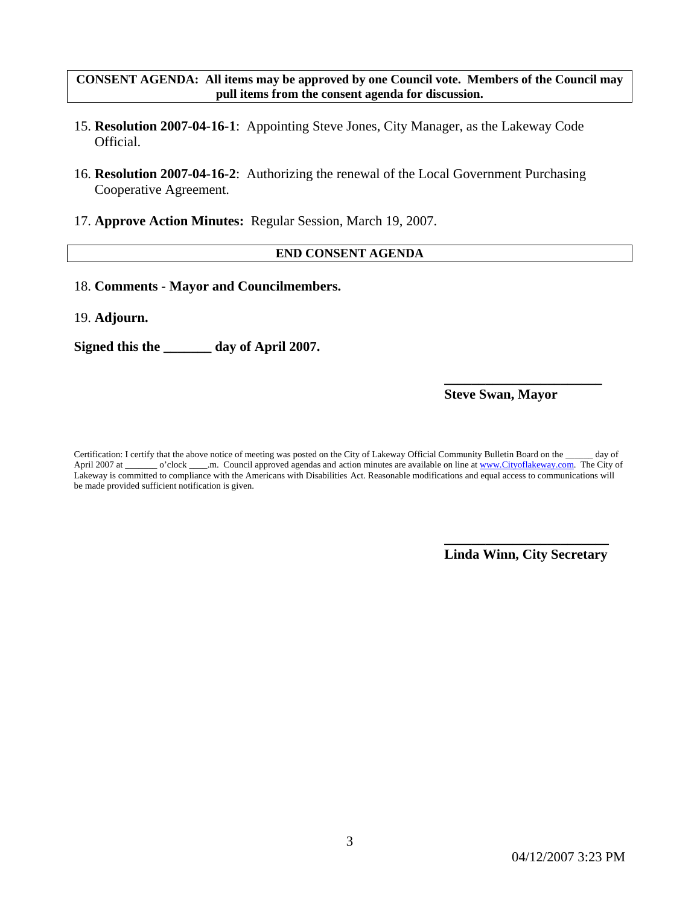**CONSENT AGENDA: All items may be approved by one Council vote. Members of the Council may pull items from the consent agenda for discussion.**

15. **Resolution 2007-04-16-1**: Appointing Steve Jones, City Manager, as the Lakeway Code Official.

16. **Resolution 2007-04-16-2**: Authorizing the renewal of the Local Government Purchasing Cooperative Agreement.

17. **Approve Action Minutes:** Regular Session, March 19, 2007.

**END CONSENT AGENDA**

18. **Comments - Mayor and Councilmembers.**

19. **Adjourn.**

**Signed this the _______ day of April 2007.**

_______________________

**Steve Swan, Mayor**

Certification: I certify that the above notice of meeting was posted on the City of Lakeway Official Community Bulletin Board on the ______ day of April 2007 at _______ o'clock ____.m. Council approved agendas and action minutes are available on line at www.Cityoflakeway.com. The City of Lakeway is committed to compliance with the Americans with Disabilities Act. Reasonable modifications and equal access to communications will be made provided sufficient notification is given.

_______________________

**Linda Winn, City Secretary**

04/12/2007 3:23 PM